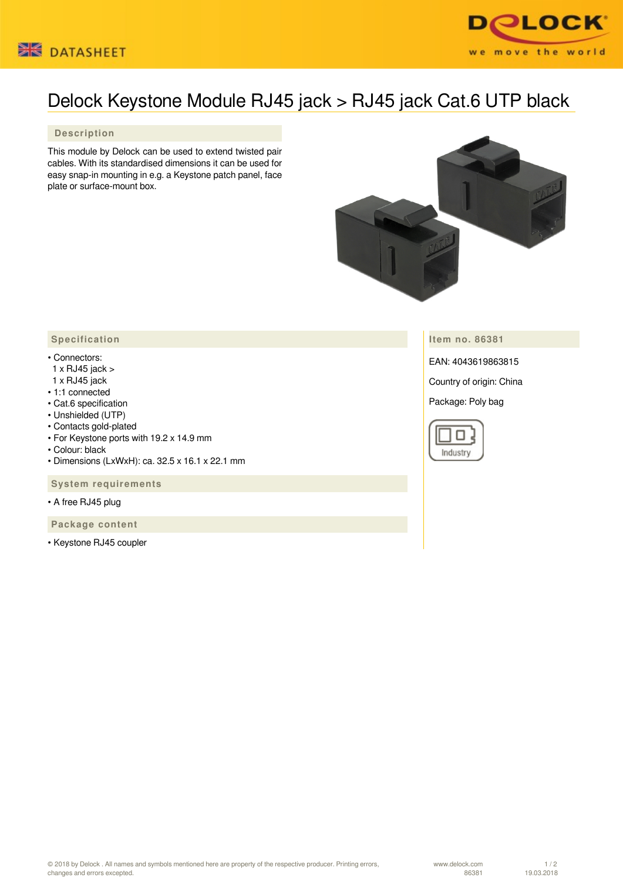DATASHEET

# Delock Keystone Module RJ45 jack > RJ45 jack Cat.6 UTP black

## Description

This module by Delock can be used to extend twisted pair cables. With its standardised dimensions it can be used for easy snap-in mounting in e.g. a Keystone patch panel, face plate or surface-mount box.

## Specification

- Connectors:
  1 x RJ45 jack >
  1 x RJ45 jack
- 1:1 connected
- Cat.6 specification
- Unshielded (UTP)
- Contacts gold-plated
- For Keystone ports with 19.2 x 14.9 mm
- Colour: black
- Dimensions (LxWxH): ca. 32.5 x 16.1 x 22.1 mm

## System requirements

- A free RJ45 plug

## Package content

- Keystone RJ45 coupler

## Item no. 86381

EAN: 4043619863815

Country of origin: China

Package: Poly bag

Industry

© 2018 by Delock . All names and symbols mentioned here are property of the respective producer. Printing errors, changes and errors excepted.

www.delock.com 86381 19.03.2018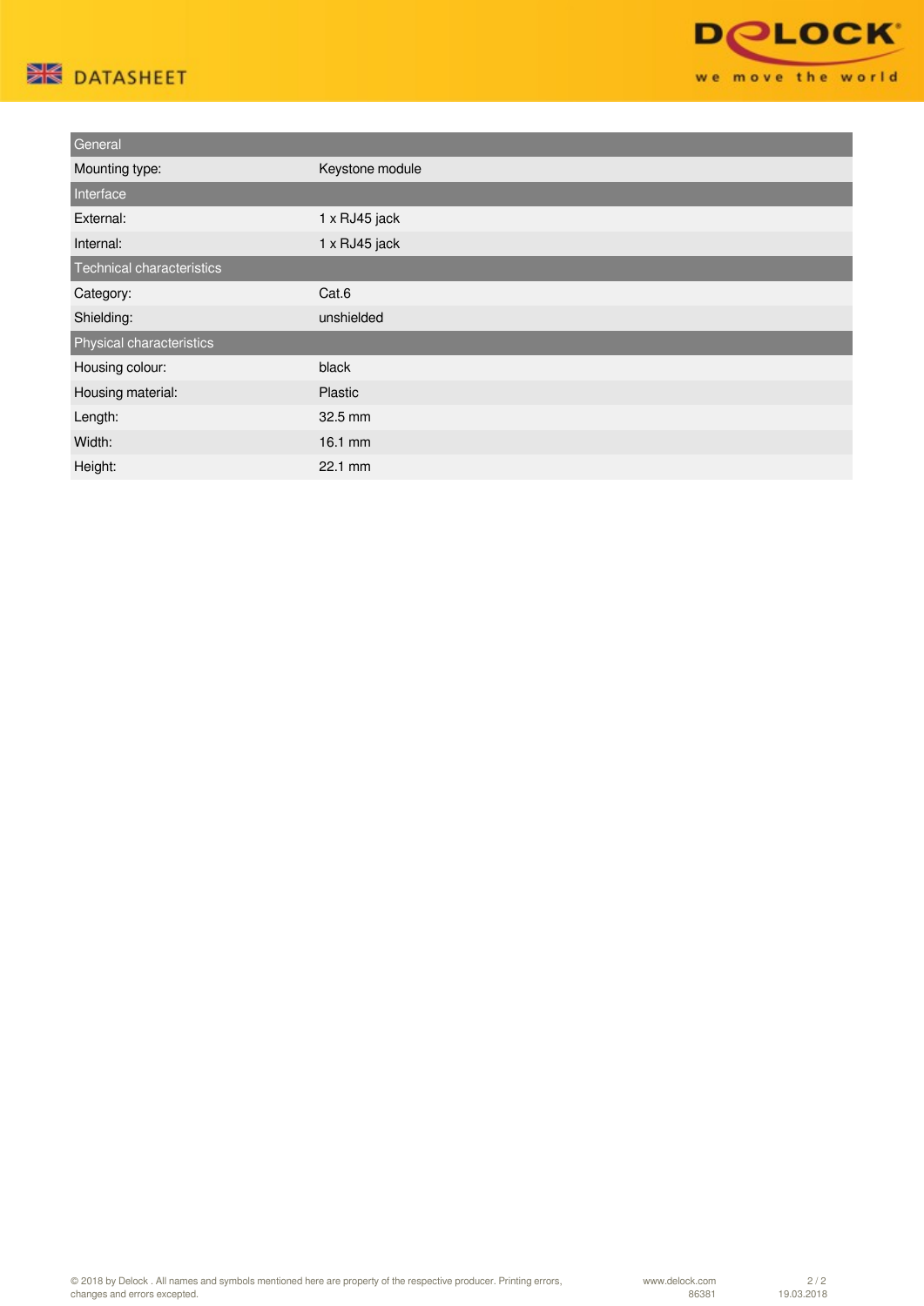| | |
|---|---|
| **General** | |
| Mounting type: | Keystone module |
| **Interface** | |
| External: | 1 x RJ45 jack |
| Internal: | 1 x RJ45 jack |
| **Technical characteristics** | |
| Category: | Cat.6 |
| Shielding: | unshielded |
| **Physical characteristics** | |
| Housing colour: | black |
| Housing material: | Plastic |
| Length: | 32.5 mm |
| Width: | 16.1 mm |
| Height: | 22.1 mm |